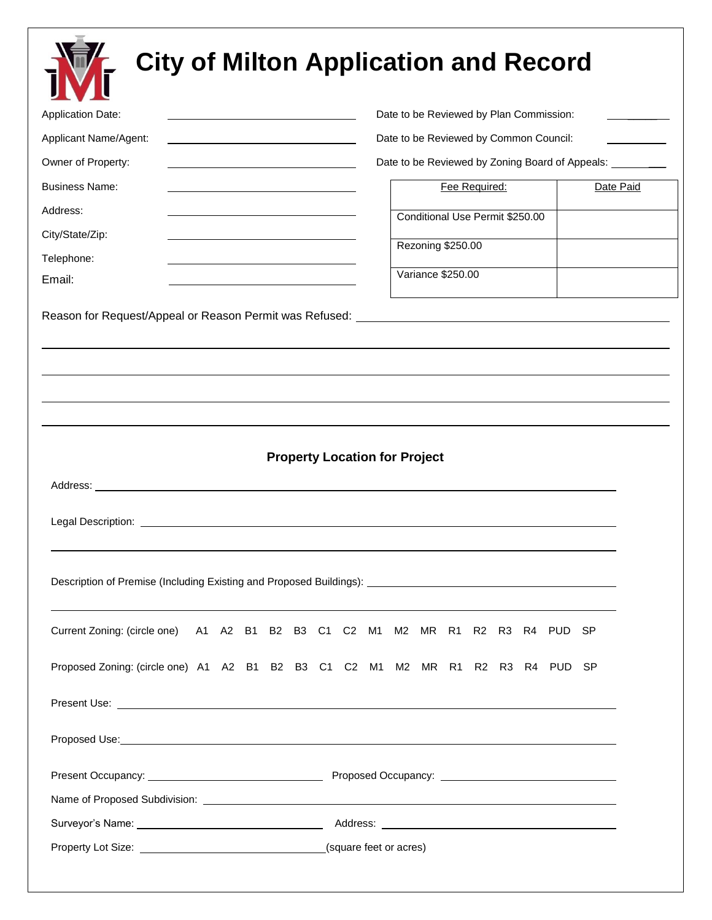# City of Milton Application and Record

Application Date: ______________________________

Applicant Name/Agent: ______________________________

Owner of Property: ______________________________

Business Name: ______________________________

Address: ______________________________

City/State/Zip: ______________________________

Telephone: ______________________________

Email: ______________________________

Date to be Reviewed by Plan Commission: __________

Date to be Reviewed by Common Council: __________

Date to be Reviewed by Zoning Board of Appeals: __________

| Fee Required: | Date Paid |
|---|---|
| Conditional Use Permit $250.00 | |
| Rezoning $250.00 | |
| Variance $250.00 | |

Reason for Request/Appeal or Reason Permit was Refused: ______________________________

______________________________

______________________________

______________________________

______________________________

## Property Location for Project

Address: ______________________________

Legal Description: ______________________________

______________________________

Description of Premise (Including Existing and Proposed Buildings): ______________________________

______________________________

Current Zoning: (circle one) A1 A2 B1 B2 B3 C1 C2 M1 M2 MR R1 R2 R3 R4 PUD SP

Proposed Zoning: (circle one) A1 A2 B1 B2 B3 C1 C2 M1 M2 MR R1 R2 R3 R4 PUD SP

Present Use: ______________________________

Proposed Use: ______________________________

Present Occupancy: ______________________________ Proposed Occupancy: ______________________________

Name of Proposed Subdivision: ______________________________

Surveyor's Name: ______________________________ Address: ______________________________

Property Lot Size: ______________________________ (square feet or acres)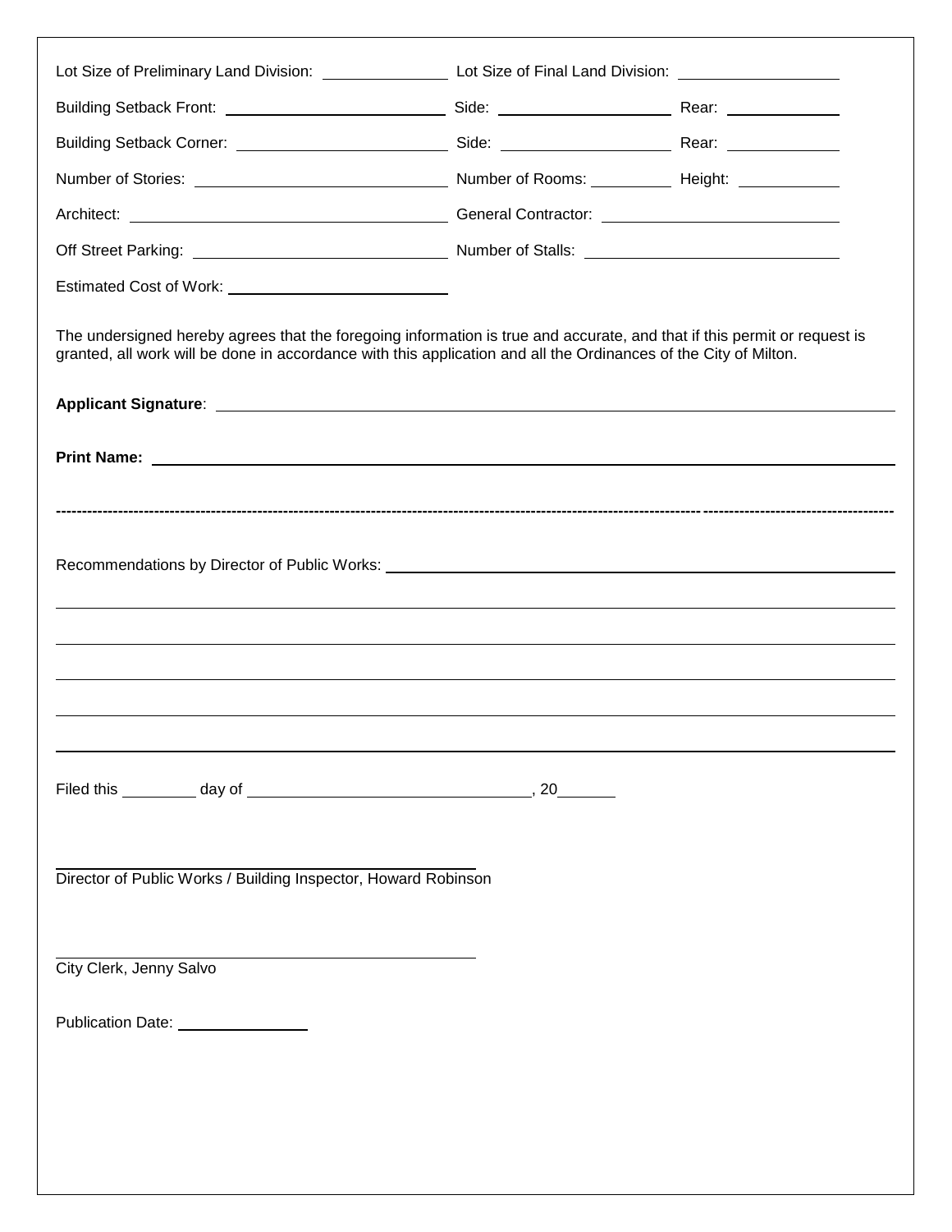Lot Size of Preliminary Land Division: ______________ Lot Size of Final Land Division: ________________

Building Setback Front: ______________________ Side: __________________ Rear: ____________

Building Setback Corner: ______________________ Side: __________________ Rear: ____________

Number of Stories: __________________________ Number of Rooms: _________ Height: ___________

Architect: ___________________________________ General Contractor: __________________________

Off Street Parking: ___________________________ Number of Stalls: ____________________________

Estimated Cost of Work: _______________________

The undersigned hereby agrees that the foregoing information is true and accurate, and that if this permit or request is granted, all work will be done in accordance with this application and all the Ordinances of the City of Milton.

**Applicant Signature**: ___________________________________________________________________

**Print Name:** ___________________________________________________________________________

---

Recommendations by Director of Public Works: __________________________________________________

_______________________________________________________________________________________

_______________________________________________________________________________________

_______________________________________________________________________________________

_______________________________________________________________________________________

_______________________________________________________________________________________

Filed this ________ day of ______________________________, 20______

_______________________________________________

Director of Public Works / Building Inspector, Howard Robinson

_______________________________________________

City Clerk, Jenny Salvo

Publication Date: ______________